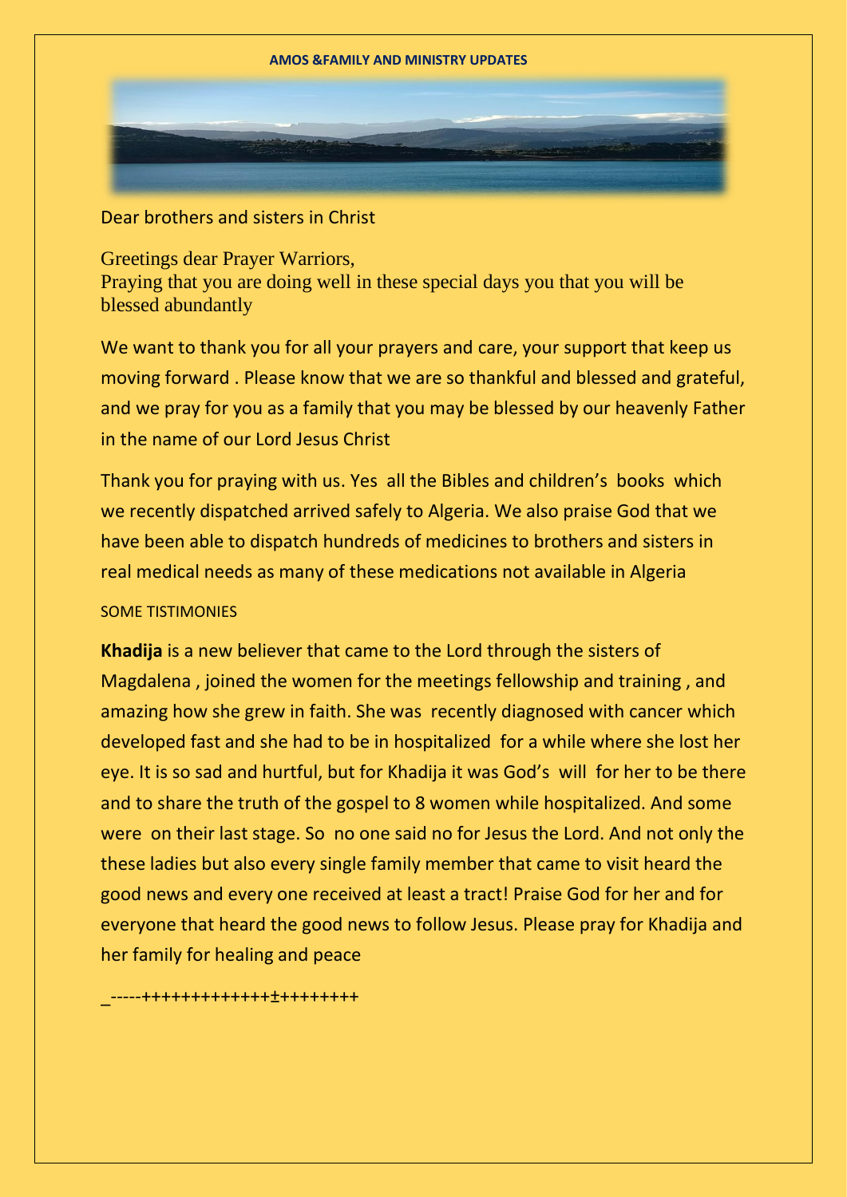**AMOS &FAMILY AND MINISTRY UPDATES**

Dear brothers and sisters in Christ

Greetings dear Prayer Warriors,
Praying that you are doing well in these special days you that you will be blessed abundantly

We want to thank you for all your prayers and care, your support that keep us moving forward . Please know that we are so thankful and blessed and grateful, and we pray for you as a family that you may be blessed by our heavenly Father in the name of our Lord Jesus Christ

Thank you for praying with us. Yes all the Bibles and children's books which we recently dispatched arrived safely to Algeria. We also praise God that we have been able to dispatch hundreds of medicines to brothers and sisters in real medical needs as many of these medications not available in Algeria

SOME TISTIMONIES

**Khadija** is a new believer that came to the Lord through the sisters of Magdalena , joined the women for the meetings fellowship and training , and amazing how she grew in faith. She was recently diagnosed with cancer which developed fast and she had to be in hospitalized for a while where she lost her eye. It is so sad and hurtful, but for Khadija it was God's will for her to be there and to share the truth of the gospel to 8 women while hospitalized. And some were on their last stage. So no one said no for Jesus the Lord. And not only the these ladies but also every single family member that came to visit heard the good news and every one received at least a tract! Praise God for her and for everyone that heard the good news to follow Jesus. Please pray for Khadija and her family for healing and peace

_-----+++++++++++++±++++++++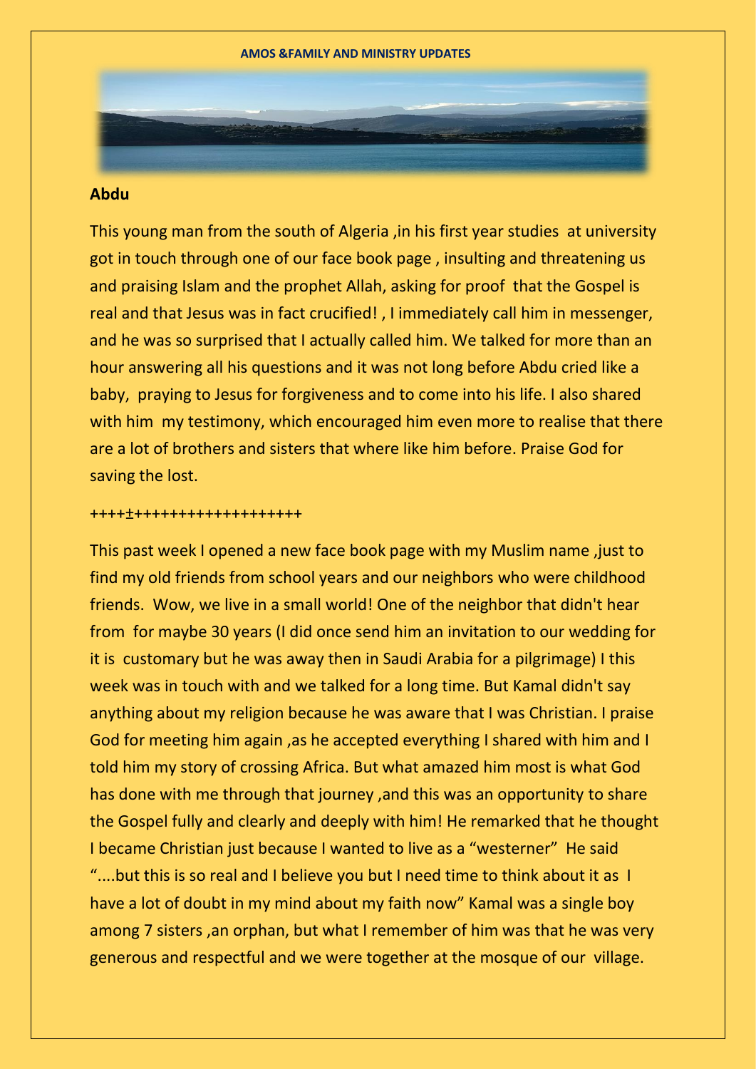**AMOS &FAMILY AND MINISTRY UPDATES**

**Abdu**

This young man from the south of Algeria ,in his first year studies at university got in touch through one of our face book page , insulting and threatening us and praising Islam and the prophet Allah, asking for proof that the Gospel is real and that Jesus was in fact crucified! , I immediately call him in messenger, and he was so surprised that I actually called him. We talked for more than an hour answering all his questions and it was not long before Abdu cried like a baby, praying to Jesus for forgiveness and to come into his life. I also shared with him my testimony, which encouraged him even more to realise that there are a lot of brothers and sisters that where like him before. Praise God for saving the lost.

++++±+++++++++++++++++++

This past week I opened a new face book page with my Muslim name ,just to find my old friends from school years and our neighbors who were childhood friends. Wow, we live in a small world! One of the neighbor that didn't hear from for maybe 30 years (I did once send him an invitation to our wedding for it is customary but he was away then in Saudi Arabia for a pilgrimage) I this week was in touch with and we talked for a long time. But Kamal didn't say anything about my religion because he was aware that I was Christian. I praise God for meeting him again ,as he accepted everything I shared with him and I told him my story of crossing Africa. But what amazed him most is what God has done with me through that journey ,and this was an opportunity to share the Gospel fully and clearly and deeply with him! He remarked that he thought I became Christian just because I wanted to live as a "westerner" He said "....but this is so real and I believe you but I need time to think about it as I have a lot of doubt in my mind about my faith now" Kamal was a single boy among 7 sisters ,an orphan, but what I remember of him was that he was very generous and respectful and we were together at the mosque of our village.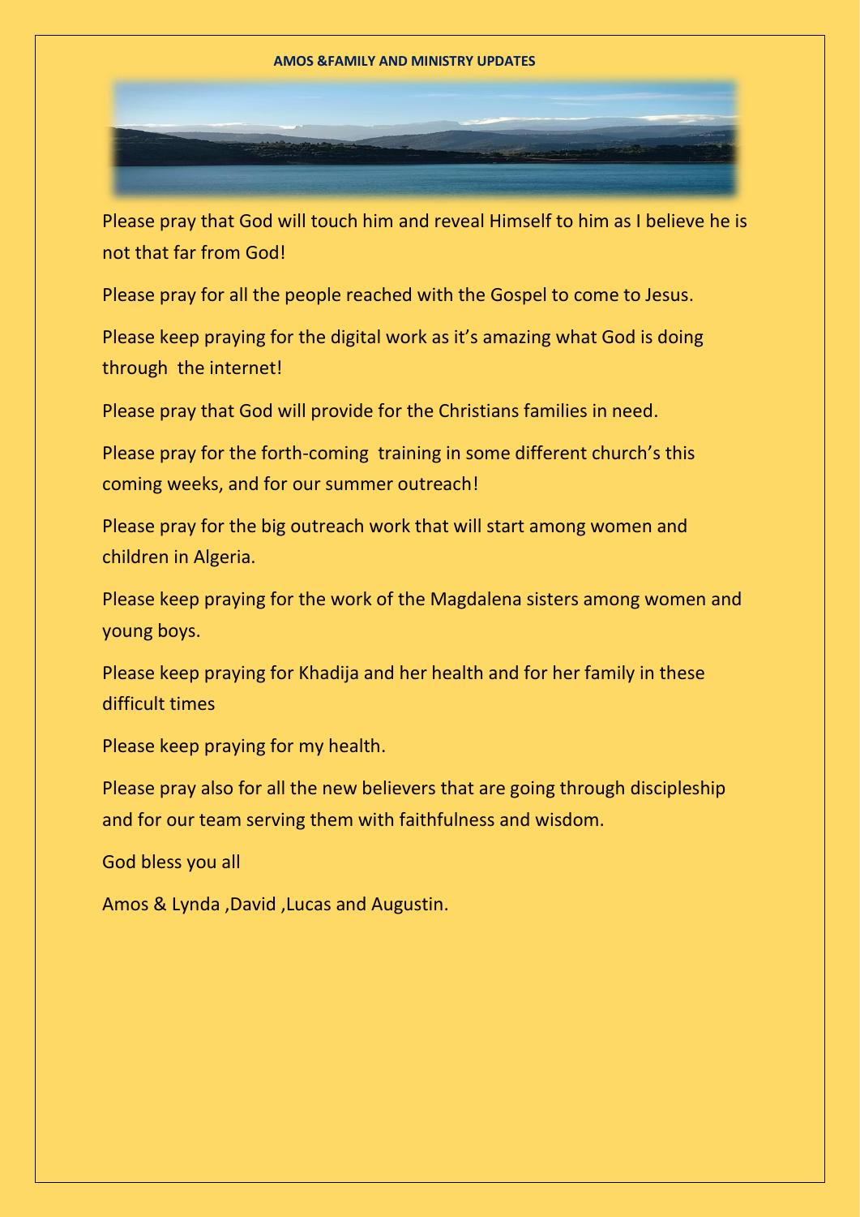**AMOS &FAMILY AND MINISTRY UPDATES**

Please pray that God will touch him and reveal Himself to him as I believe he is not that far from God!

Please pray for all the people reached with the Gospel to come to Jesus.

Please keep praying for the digital work as it's amazing what God is doing through the internet!

Please pray that God will provide for the Christians families in need.

Please pray for the forth-coming training in some different church's this coming weeks, and for our summer outreach!

Please pray for the big outreach work that will start among women and children in Algeria.

Please keep praying for the work of the Magdalena sisters among women and young boys.

Please keep praying for Khadija and her health and for her family in these difficult times

Please keep praying for my health.

Please pray also for all the new believers that are going through discipleship and for our team serving them with faithfulness and wisdom.

God bless you all

Amos & Lynda ,David ,Lucas and Augustin.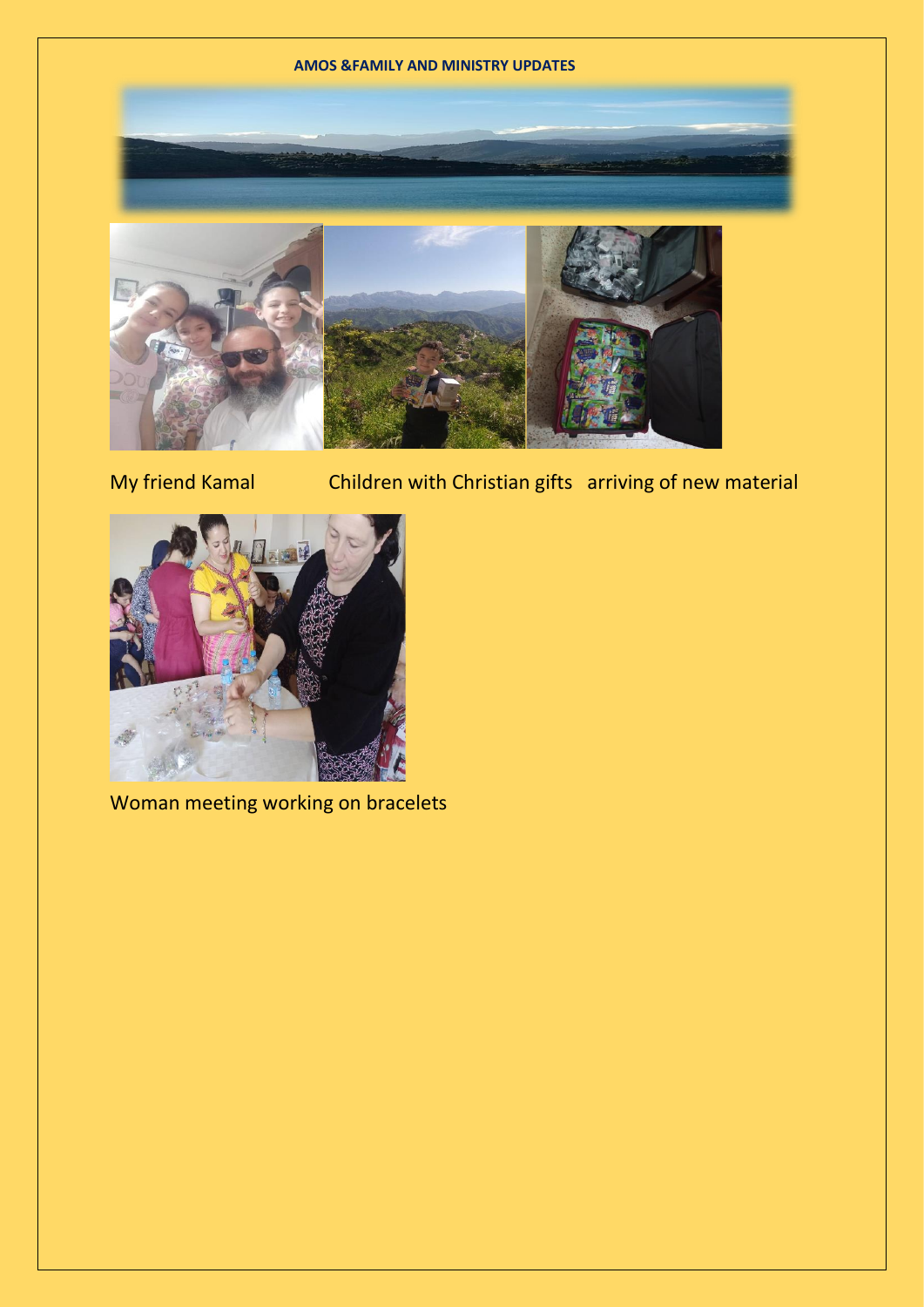**AMOS &FAMILY AND MINISTRY UPDATES**

My friend Kamal Children with Christian gifts arriving of new material

Woman meeting working on bracelets